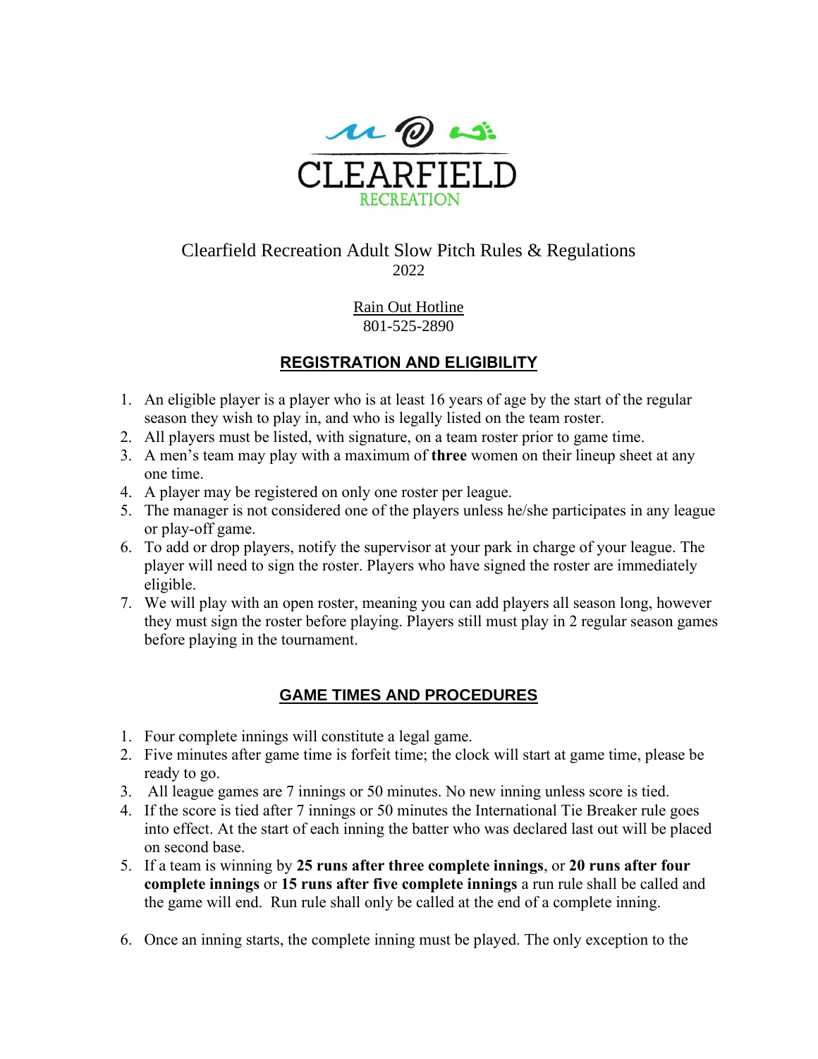CLEARFIELD

RECREATION

# Clearfield Recreation Adult Slow Pitch Rules & Regulations

2022

Rain Out Hotline
801-525-2890

## REGISTRATION AND ELIGIBILITY

1. An eligible player is a player who is at least 16 years of age by the start of the regular season they wish to play in, and who is legally listed on the team roster.
2. All players must be listed, with signature, on a team roster prior to game time.
3. A men's team may play with a maximum of **three** women on their lineup sheet at any one time.
4. A player may be registered on only one roster per league.
5. The manager is not considered one of the players unless he/she participates in any league or play-off game.
6. To add or drop players, notify the supervisor at your park in charge of your league. The player will need to sign the roster. Players who have signed the roster are immediately eligible.
7. We will play with an open roster, meaning you can add players all season long, however they must sign the roster before playing. Players still must play in 2 regular season games before playing in the tournament.

## GAME TIMES AND PROCEDURES

1. Four complete innings will constitute a legal game.
2. Five minutes after game time is forfeit time; the clock will start at game time, please be ready to go.
3. All league games are 7 innings or 50 minutes. No new inning unless score is tied.
4. If the score is tied after 7 innings or 50 minutes the International Tie Breaker rule goes into effect. At the start of each inning the batter who was declared last out will be placed on second base.
5. If a team is winning by **25 runs after three complete innings**, or **20 runs after four complete innings** or **15 runs after five complete innings** a run rule shall be called and the game will end. Run rule shall only be called at the end of a complete inning.
6. Once an inning starts, the complete inning must be played. The only exception to the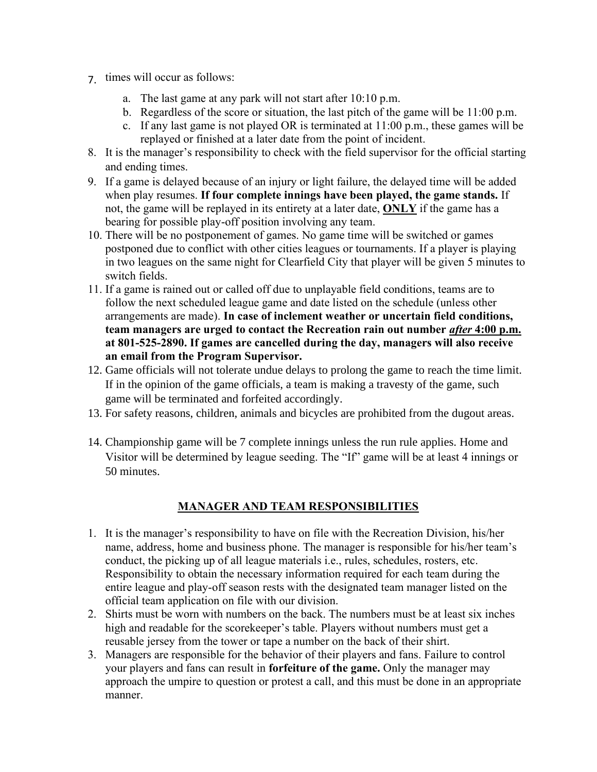7. times will occur as follows:
   a. The last game at any park will not start after 10:10 p.m.
   b. Regardless of the score or situation, the last pitch of the game will be 11:00 p.m.
   c. If any last game is not played OR is terminated at 11:00 p.m., these games will be replayed or finished at a later date from the point of incident.
8. It is the manager's responsibility to check with the field supervisor for the official starting and ending times.
9. If a game is delayed because of an injury or light failure, the delayed time will be added when play resumes. **If four complete innings have been played, the game stands.** If not, the game will be replayed in its entirety at a later date, **ONLY** if the game has a bearing for possible play-off position involving any team.
10. There will be no postponement of games. No game time will be switched or games postponed due to conflict with other cities leagues or tournaments. If a player is playing in two leagues on the same night for Clearfield City that player will be given 5 minutes to switch fields.
11. If a game is rained out or called off due to unplayable field conditions, teams are to follow the next scheduled league game and date listed on the schedule (unless other arrangements are made). **In case of inclement weather or uncertain field conditions, team managers are urged to contact the Recreation rain out number *after* 4:00 p.m. at 801-525-2890. If games are cancelled during the day, managers will also receive an email from the Program Supervisor.**
12. Game officials will not tolerate undue delays to prolong the game to reach the time limit. If in the opinion of the game officials, a team is making a travesty of the game, such game will be terminated and forfeited accordingly.
13. For safety reasons, children, animals and bicycles are prohibited from the dugout areas.
14. Championship game will be 7 complete innings unless the run rule applies. Home and Visitor will be determined by league seeding. The "If" game will be at least 4 innings or 50 minutes.

## MANAGER AND TEAM RESPONSIBILITIES

1. It is the manager's responsibility to have on file with the Recreation Division, his/her name, address, home and business phone. The manager is responsible for his/her team's conduct, the picking up of all league materials i.e., rules, schedules, rosters, etc. Responsibility to obtain the necessary information required for each team during the entire league and play-off season rests with the designated team manager listed on the official team application on file with our division.
2. Shirts must be worn with numbers on the back. The numbers must be at least six inches high and readable for the scorekeeper's table. Players without numbers must get a reusable jersey from the tower or tape a number on the back of their shirt.
3. Managers are responsible for the behavior of their players and fans. Failure to control your players and fans can result in **forfeiture of the game.** Only the manager may approach the umpire to question or protest a call, and this must be done in an appropriate manner.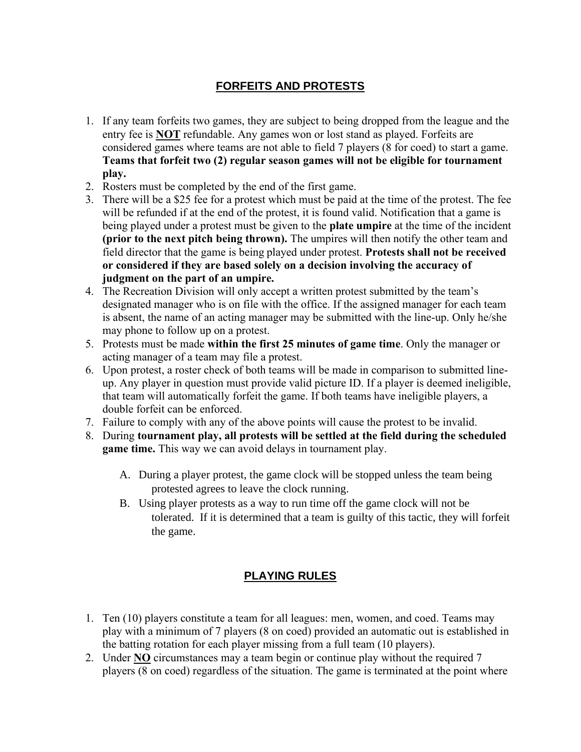## FORFEITS AND PROTESTS

1. If any team forfeits two games, they are subject to being dropped from the league and the entry fee is **NOT** refundable. Any games won or lost stand as played. Forfeits are considered games where teams are not able to field 7 players (8 for coed) to start a game. **Teams that forfeit two (2) regular season games will not be eligible for tournament play.**
2. Rosters must be completed by the end of the first game.
3. There will be a $25 fee for a protest which must be paid at the time of the protest. The fee will be refunded if at the end of the protest, it is found valid. Notification that a game is being played under a protest must be given to the **plate umpire** at the time of the incident **(prior to the next pitch being thrown).** The umpires will then notify the other team and field director that the game is being played under protest. **Protests shall not be received or considered if they are based solely on a decision involving the accuracy of judgment on the part of an umpire.**
4. The Recreation Division will only accept a written protest submitted by the team's designated manager who is on file with the office. If the assigned manager for each team is absent, the name of an acting manager may be submitted with the line-up. Only he/she may phone to follow up on a protest.
5. Protests must be made **within the first 25 minutes of game time**. Only the manager or acting manager of a team may file a protest.
6. Upon protest, a roster check of both teams will be made in comparison to submitted line-up. Any player in question must provide valid picture ID. If a player is deemed ineligible, that team will automatically forfeit the game. If both teams have ineligible players, a double forfeit can be enforced.
7. Failure to comply with any of the above points will cause the protest to be invalid.
8. During **tournament play, all protests will be settled at the field during the scheduled game time.** This way we can avoid delays in tournament play.

   A. During a player protest, the game clock will be stopped unless the team being protested agrees to leave the clock running.

   B. Using player protests as a way to run time off the game clock will not be tolerated. If it is determined that a team is guilty of this tactic, they will forfeit the game.

## PLAYING RULES

1. Ten (10) players constitute a team for all leagues: men, women, and coed. Teams may play with a minimum of 7 players (8 on coed) provided an automatic out is established in the batting rotation for each player missing from a full team (10 players).
2. Under **NO** circumstances may a team begin or continue play without the required 7 players (8 on coed) regardless of the situation. The game is terminated at the point where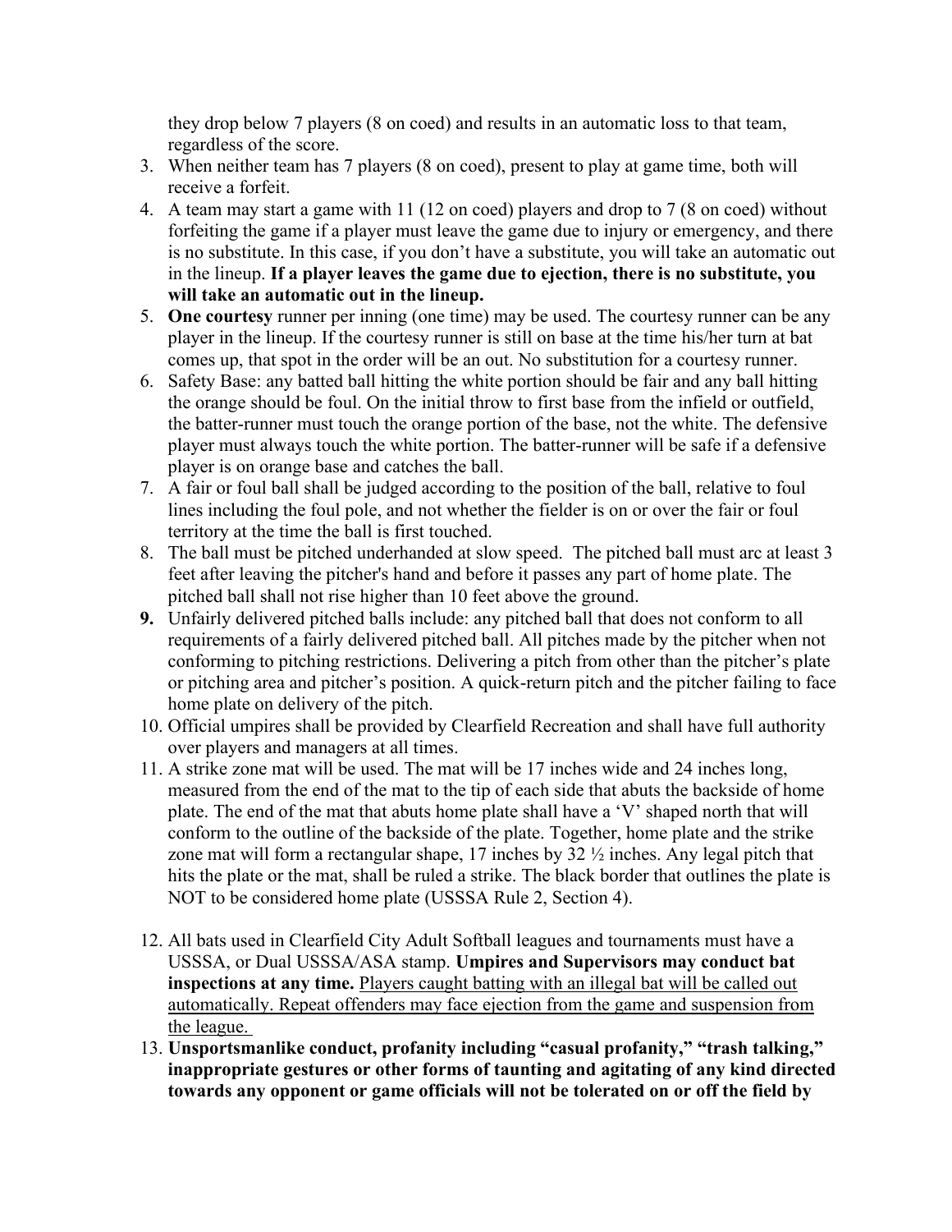they drop below 7 players (8 on coed) and results in an automatic loss to that team, regardless of the score.

3. When neither team has 7 players (8 on coed), present to play at game time, both will receive a forfeit.
4. A team may start a game with 11 (12 on coed) players and drop to 7 (8 on coed) without forfeiting the game if a player must leave the game due to injury or emergency, and there is no substitute. In this case, if you don't have a substitute, you will take an automatic out in the lineup. **If a player leaves the game due to ejection, there is no substitute, you will take an automatic out in the lineup.**
5. **One courtesy** runner per inning (one time) may be used. The courtesy runner can be any player in the lineup. If the courtesy runner is still on base at the time his/her turn at bat comes up, that spot in the order will be an out. No substitution for a courtesy runner.
6. Safety Base: any batted ball hitting the white portion should be fair and any ball hitting the orange should be foul. On the initial throw to first base from the infield or outfield, the batter-runner must touch the orange portion of the base, not the white. The defensive player must always touch the white portion. The batter-runner will be safe if a defensive player is on orange base and catches the ball.
7. A fair or foul ball shall be judged according to the position of the ball, relative to foul lines including the foul pole, and not whether the fielder is on or over the fair or foul territory at the time the ball is first touched.
8. The ball must be pitched underhanded at slow speed. The pitched ball must arc at least 3 feet after leaving the pitcher's hand and before it passes any part of home plate. The pitched ball shall not rise higher than 10 feet above the ground.
9. Unfairly delivered pitched balls include: any pitched ball that does not conform to all requirements of a fairly delivered pitched ball. All pitches made by the pitcher when not conforming to pitching restrictions. Delivering a pitch from other than the pitcher's plate or pitching area and pitcher's position. A quick-return pitch and the pitcher failing to face home plate on delivery of the pitch.
10. Official umpires shall be provided by Clearfield Recreation and shall have full authority over players and managers at all times.
11. A strike zone mat will be used. The mat will be 17 inches wide and 24 inches long, measured from the end of the mat to the tip of each side that abuts the backside of home plate. The end of the mat that abuts home plate shall have a 'V' shaped north that will conform to the outline of the backside of the plate. Together, home plate and the strike zone mat will form a rectangular shape, 17 inches by 32 ½ inches. Any legal pitch that hits the plate or the mat, shall be ruled a strike. The black border that outlines the plate is NOT to be considered home plate (USSSA Rule 2, Section 4).
12. All bats used in Clearfield City Adult Softball leagues and tournaments must have a USSSA, or Dual USSSA/ASA stamp. **Umpires and Supervisors may conduct bat inspections at any time.** <u>Players caught batting with an illegal bat will be called out automatically. Repeat offenders may face ejection from the game and suspension from the league.</u>
13. **Unsportsmanlike conduct, profanity including "casual profanity," "trash talking," inappropriate gestures or other forms of taunting and agitating of any kind directed towards any opponent or game officials will not be tolerated on or off the field by**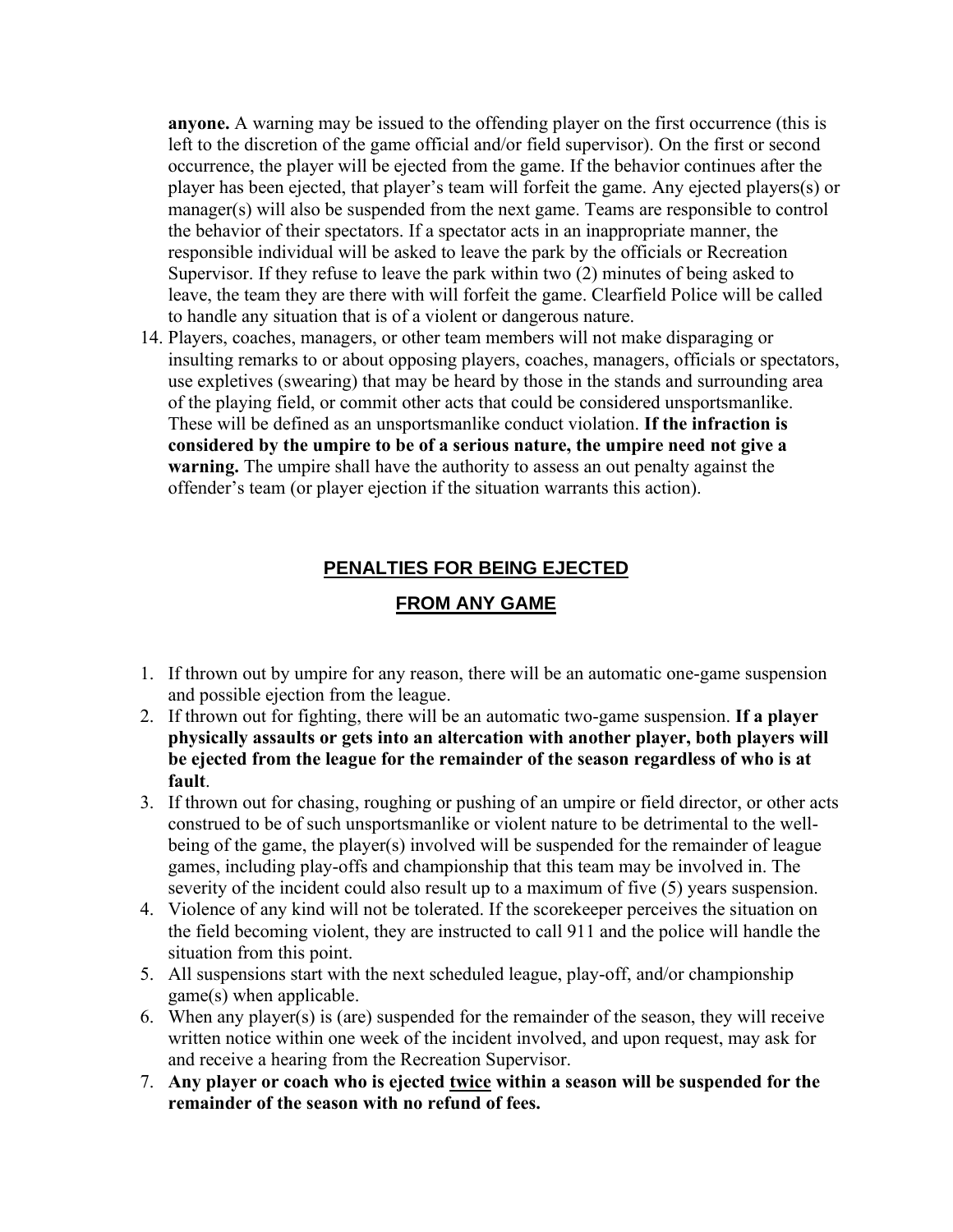**anyone.** A warning may be issued to the offending player on the first occurrence (this is left to the discretion of the game official and/or field supervisor). On the first or second occurrence, the player will be ejected from the game. If the behavior continues after the player has been ejected, that player's team will forfeit the game. Any ejected players(s) or manager(s) will also be suspended from the next game. Teams are responsible to control the behavior of their spectators. If a spectator acts in an inappropriate manner, the responsible individual will be asked to leave the park by the officials or Recreation Supervisor. If they refuse to leave the park within two (2) minutes of being asked to leave, the team they are there with will forfeit the game. Clearfield Police will be called to handle any situation that is of a violent or dangerous nature.

14. Players, coaches, managers, or other team members will not make disparaging or insulting remarks to or about opposing players, coaches, managers, officials or spectators, use expletives (swearing) that may be heard by those in the stands and surrounding area of the playing field, or commit other acts that could be considered unsportsmanlike. These will be defined as an unsportsmanlike conduct violation. **If the infraction is considered by the umpire to be of a serious nature, the umpire need not give a warning.** The umpire shall have the authority to assess an out penalty against the offender's team (or player ejection if the situation warrants this action).

## PENALTIES FOR BEING EJECTED FROM ANY GAME

1. If thrown out by umpire for any reason, there will be an automatic one-game suspension and possible ejection from the league.
2. If thrown out for fighting, there will be an automatic two-game suspension. **If a player physically assaults or gets into an altercation with another player, both players will be ejected from the league for the remainder of the season regardless of who is at fault**.
3. If thrown out for chasing, roughing or pushing of an umpire or field director, or other acts construed to be of such unsportsmanlike or violent nature to be detrimental to the well-being of the game, the player(s) involved will be suspended for the remainder of league games, including play-offs and championship that this team may be involved in. The severity of the incident could also result up to a maximum of five (5) years suspension.
4. Violence of any kind will not be tolerated. If the scorekeeper perceives the situation on the field becoming violent, they are instructed to call 911 and the police will handle the situation from this point.
5. All suspensions start with the next scheduled league, play-off, and/or championship game(s) when applicable.
6. When any player(s) is (are) suspended for the remainder of the season, they will receive written notice within one week of the incident involved, and upon request, may ask for and receive a hearing from the Recreation Supervisor.
7. **Any player or coach who is ejected <u>twice</u> within a season will be suspended for the remainder of the season with no refund of fees.**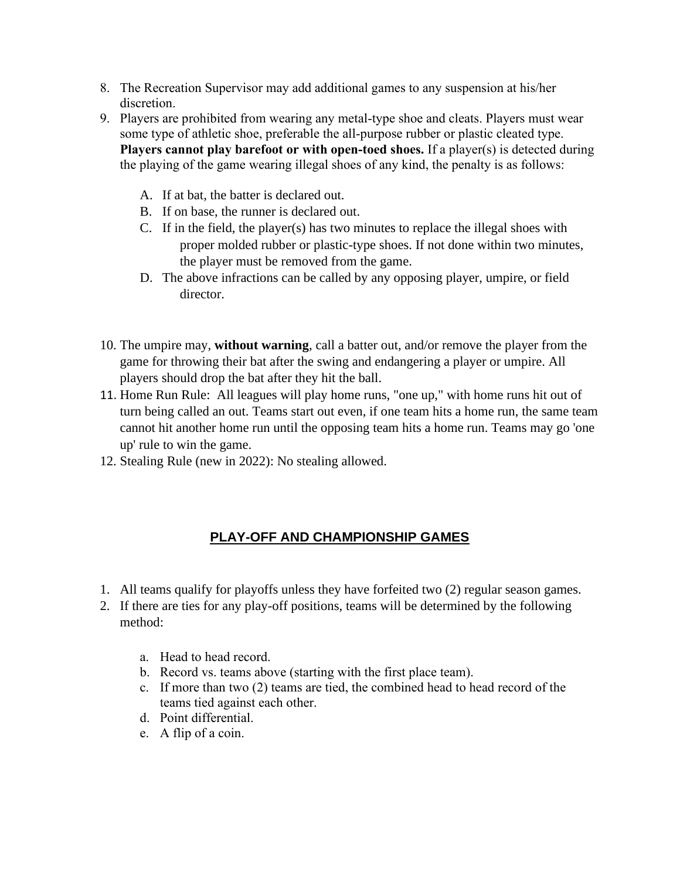8. The Recreation Supervisor may add additional games to any suspension at his/her discretion.
9. Players are prohibited from wearing any metal-type shoe and cleats. Players must wear some type of athletic shoe, preferable the all-purpose rubber or plastic cleated type. **Players cannot play barefoot or with open-toed shoes.** If a player(s) is detected during the playing of the game wearing illegal shoes of any kind, the penalty is as follows:

   A. If at bat, the batter is declared out.
   B. If on base, the runner is declared out.
   C. If in the field, the player(s) has two minutes to replace the illegal shoes with proper molded rubber or plastic-type shoes. If not done within two minutes, the player must be removed from the game.
   D. The above infractions can be called by any opposing player, umpire, or field director.

10. The umpire may, **without warning**, call a batter out, and/or remove the player from the game for throwing their bat after the swing and endangering a player or umpire. All players should drop the bat after they hit the ball.
11. Home Run Rule: All leagues will play home runs, "one up," with home runs hit out of turn being called an out. Teams start out even, if one team hits a home run, the same team cannot hit another home run until the opposing team hits a home run. Teams may go 'one up' rule to win the game.
12. Stealing Rule (new in 2022): No stealing allowed.

## PLAY-OFF AND CHAMPIONSHIP GAMES

1. All teams qualify for playoffs unless they have forfeited two (2) regular season games.
2. If there are ties for any play-off positions, teams will be determined by the following method:

   a. Head to head record.
   b. Record vs. teams above (starting with the first place team).
   c. If more than two (2) teams are tied, the combined head to head record of the teams tied against each other.
   d. Point differential.
   e. A flip of a coin.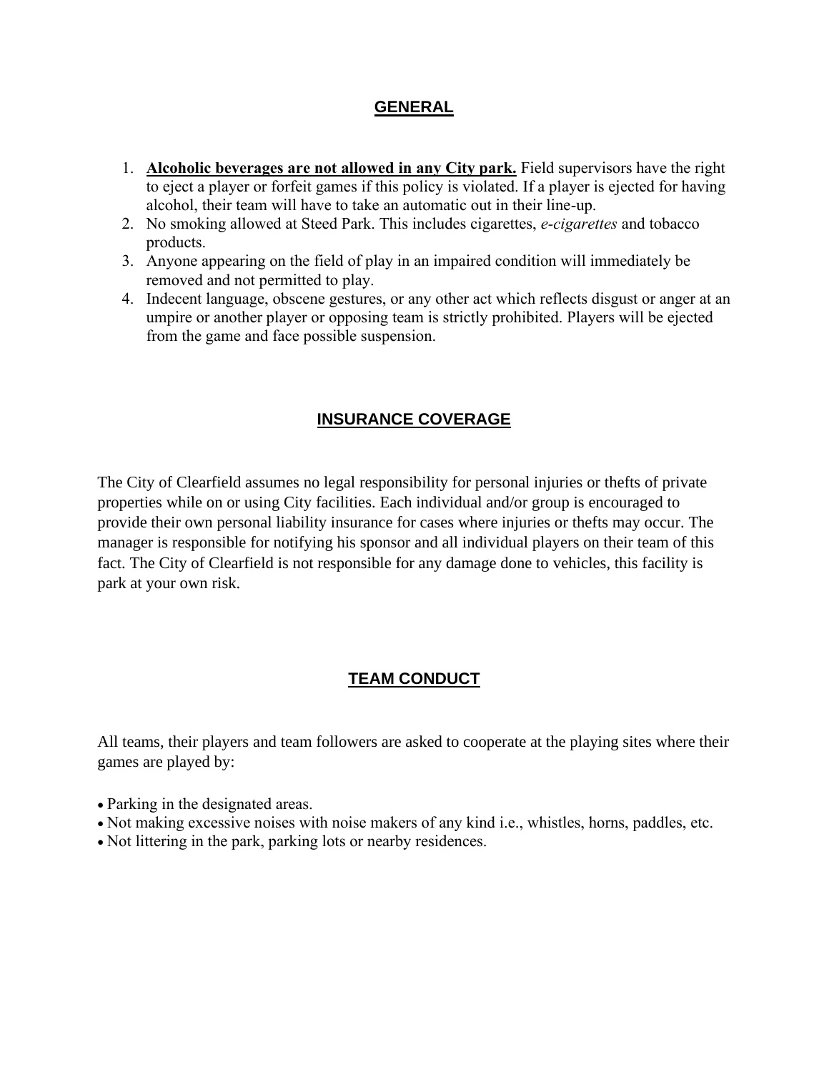## GENERAL

1. **Alcoholic beverages are not allowed in any City park.** Field supervisors have the right to eject a player or forfeit games if this policy is violated. If a player is ejected for having alcohol, their team will have to take an automatic out in their line-up.
2. No smoking allowed at Steed Park. This includes cigarettes, *e-cigarettes* and tobacco products.
3. Anyone appearing on the field of play in an impaired condition will immediately be removed and not permitted to play.
4. Indecent language, obscene gestures, or any other act which reflects disgust or anger at an umpire or another player or opposing team is strictly prohibited. Players will be ejected from the game and face possible suspension.

## INSURANCE COVERAGE

The City of Clearfield assumes no legal responsibility for personal injuries or thefts of private properties while on or using City facilities. Each individual and/or group is encouraged to provide their own personal liability insurance for cases where injuries or thefts may occur. The manager is responsible for notifying his sponsor and all individual players on their team of this fact. The City of Clearfield is not responsible for any damage done to vehicles, this facility is park at your own risk.

## TEAM CONDUCT

All teams, their players and team followers are asked to cooperate at the playing sites where their games are played by:

- Parking in the designated areas.
- Not making excessive noises with noise makers of any kind i.e., whistles, horns, paddles, etc.
- Not littering in the park, parking lots or nearby residences.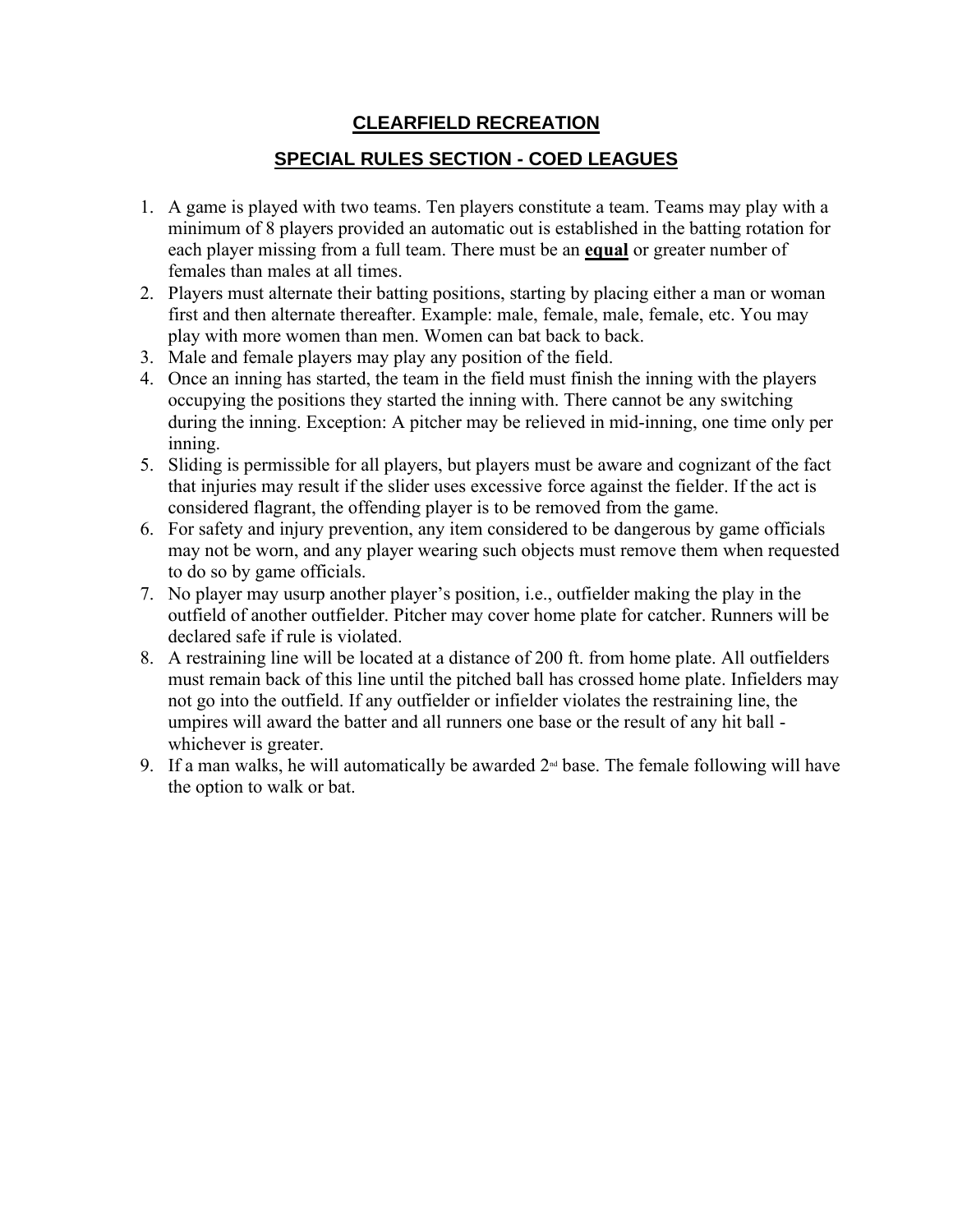## CLEARFIELD RECREATION

## SPECIAL RULES SECTION - COED LEAGUES

1. A game is played with two teams. Ten players constitute a team. Teams may play with a minimum of 8 players provided an automatic out is established in the batting rotation for each player missing from a full team. There must be an **equal** or greater number of females than males at all times.
2. Players must alternate their batting positions, starting by placing either a man or woman first and then alternate thereafter. Example: male, female, male, female, etc. You may play with more women than men. Women can bat back to back.
3. Male and female players may play any position of the field.
4. Once an inning has started, the team in the field must finish the inning with the players occupying the positions they started the inning with. There cannot be any switching during the inning. Exception: A pitcher may be relieved in mid-inning, one time only per inning.
5. Sliding is permissible for all players, but players must be aware and cognizant of the fact that injuries may result if the slider uses excessive force against the fielder. If the act is considered flagrant, the offending player is to be removed from the game.
6. For safety and injury prevention, any item considered to be dangerous by game officials may not be worn, and any player wearing such objects must remove them when requested to do so by game officials.
7. No player may usurp another player's position, i.e., outfielder making the play in the outfield of another outfielder. Pitcher may cover home plate for catcher. Runners will be declared safe if rule is violated.
8. A restraining line will be located at a distance of 200 ft. from home plate. All outfielders must remain back of this line until the pitched ball has crossed home plate. Infielders may not go into the outfield. If any outfielder or infielder violates the restraining line, the umpires will award the batter and all runners one base or the result of any hit ball - whichever is greater.
9. If a man walks, he will automatically be awarded 2nd base. The female following will have the option to walk or bat.